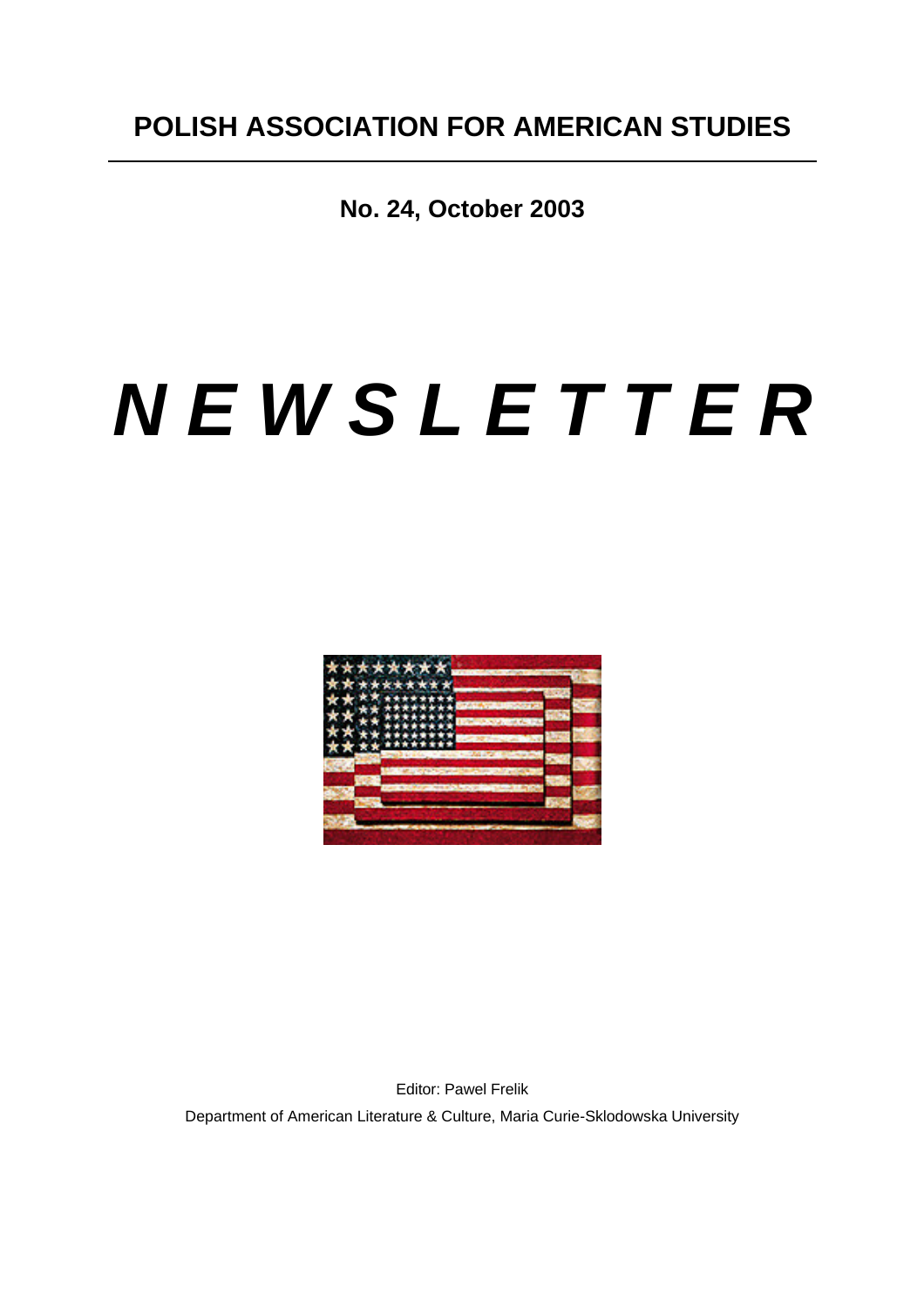# POLISH ASSOCIATION FOR AMERICAN STUDIES

**No. 24, October 2003**

# *N E W S L E T T E R*

Editor: Pawel Frelik

Department of American Literature & Culture, Maria Curie-Sklodowska University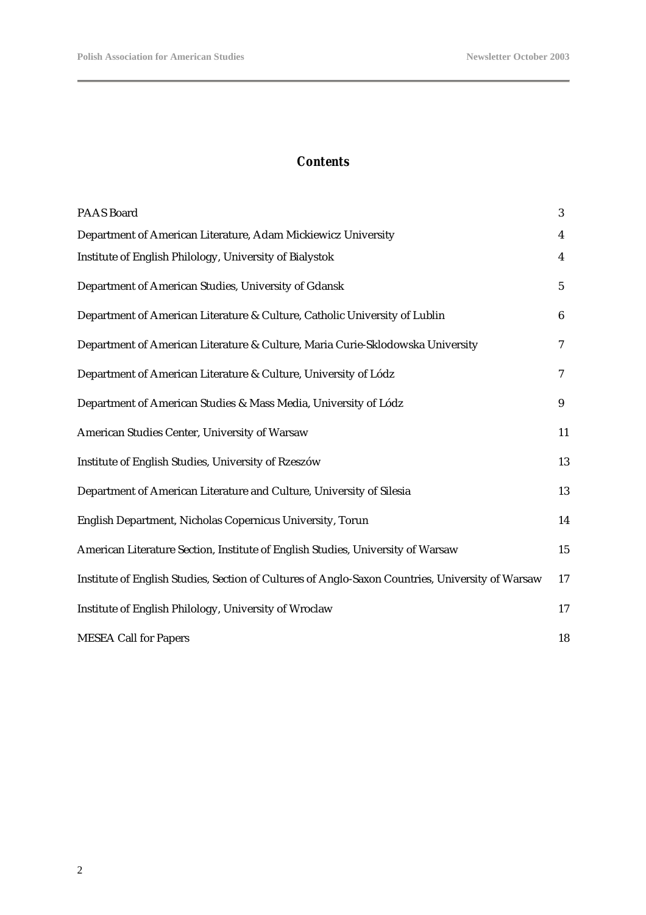## Contents

| | |
|---|---|
| PAAS Board | 3 |
| Department of American Literature, Adam Mickiewicz University | 4 |
| Institute of English Philology, University of Bialystok | 4 |
| Department of American Studies, University of Gdansk | 5 |
| Department of American Literature & Culture, Catholic University of Lublin | 6 |
| Department of American Literature & Culture, Maria Curie-Sklodowska University | 7 |
| Department of American Literature & Culture, University of Lódz | 7 |
| Department of American Studies & Mass Media, University of Lódz | 9 |
| American Studies Center, University of Warsaw | 11 |
| Institute of English Studies, University of Rzeszów | 13 |
| Department of American Literature and Culture, University of Silesia | 13 |
| English Department, Nicholas Copernicus University, Torun | 14 |
| American Literature Section, Institute of English Studies, University of Warsaw | 15 |
| Institute of English Studies, Section of Cultures of Anglo-Saxon Countries, University of Warsaw | 17 |
| Institute of English Philology, University of Wroclaw | 17 |
| MESEA Call for Papers | 18 |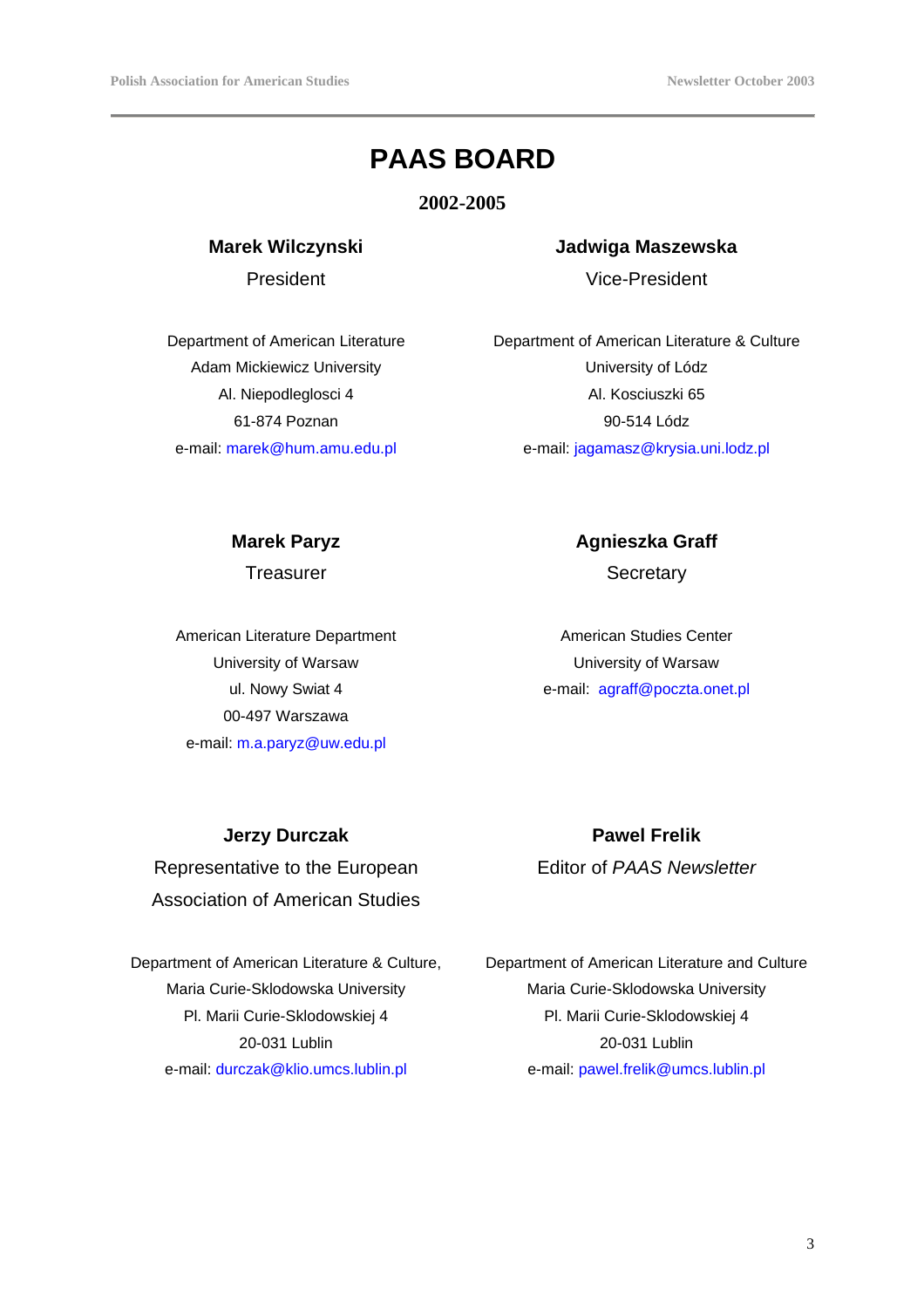# PAAS BOARD

## 2002-2005

**Marek Wilczynski**
President

Department of American Literature
Adam Mickiewicz University
Al. Niepodleglosci 4
61-874 Poznan
e-mail: marek@hum.amu.edu.pl

**Jadwiga Maszewska**
Vice-President

Department of American Literature & Culture
University of Lódz
Al. Kosciuszki 65
90-514 Lódz
e-mail: jagamasz@krysia.uni.lodz.pl

**Marek Paryz**
Treasurer

American Literature Department
University of Warsaw
ul. Nowy Swiat 4
00-497 Warszawa
e-mail: m.a.paryz@uw.edu.pl

**Agnieszka Graff**
Secretary

American Studies Center
University of Warsaw
e-mail: agraff@poczta.onet.pl

**Jerzy Durczak**
Representative to the European Association of American Studies

Department of American Literature & Culture,
Maria Curie-Sklodowska University
Pl. Marii Curie-Sklodowskiej 4
20-031 Lublin
e-mail: durczak@klio.umcs.lublin.pl

**Pawel Frelik**
Editor of *PAAS Newsletter*

Department of American Literature and Culture
Maria Curie-Sklodowska University
Pl. Marii Curie-Sklodowskiej 4
20-031 Lublin
e-mail: pawel.frelik@umcs.lublin.pl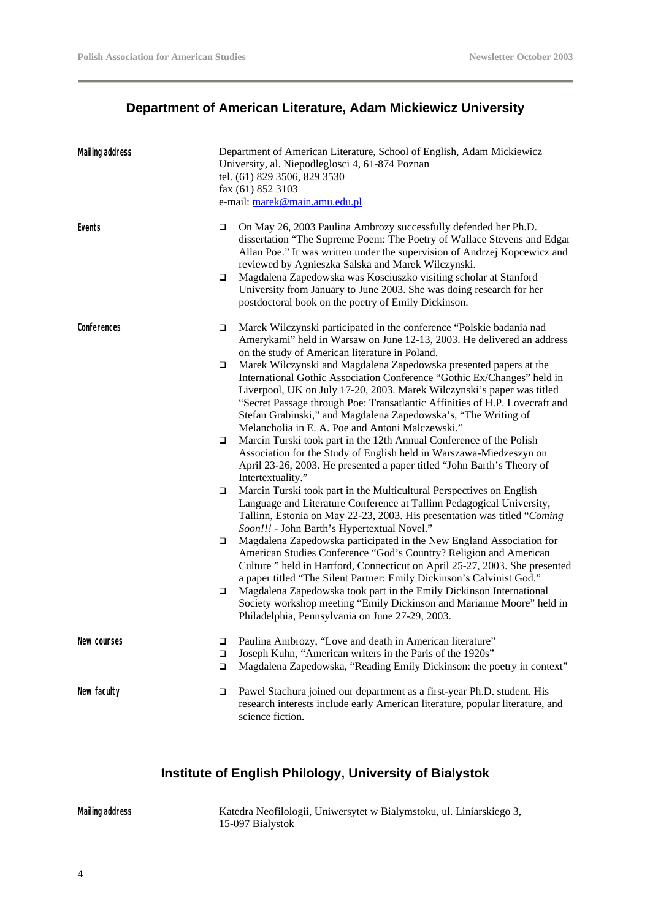## Department of American Literature, Adam Mickiewicz University

**Mailing address**

Department of American Literature, School of English, Adam Mickiewicz University, al. Niepodleglosci 4, 61-874 Poznan
tel. (61) 829 3506, 829 3530
fax (61) 852 3103
e-mail: marek@main.amu.edu.pl

**Events**

- On May 26, 2003 Paulina Ambrozy successfully defended her Ph.D. dissertation "The Supreme Poem: The Poetry of Wallace Stevens and Edgar Allan Poe." It was written under the supervision of Andrzej Kopcewicz and reviewed by Agnieszka Salska and Marek Wilczynski.
- Magdalena Zapedowska was Kosciuszko visiting scholar at Stanford University from January to June 2003. She was doing research for her postdoctoral book on the poetry of Emily Dickinson.

**Conferences**

- Marek Wilczynski participated in the conference "Polskie badania nad Amerykami" held in Warsaw on June 12-13, 2003. He delivered an address on the study of American literature in Poland.
- Marek Wilczynski and Magdalena Zapedowska presented papers at the International Gothic Association Conference "Gothic Ex/Changes" held in Liverpool, UK on July 17-20, 2003. Marek Wilczynski's paper was titled "Secret Passage through Poe: Transatlantic Affinities of H.P. Lovecraft and Stefan Grabinski," and Magdalena Zapedowska's, "The Writing of Melancholia in E. A. Poe and Antoni Malczewski."
- Marcin Turski took part in the 12th Annual Conference of the Polish Association for the Study of English held in Warszawa-Miedzeszyn on April 23-26, 2003. He presented a paper titled "John Barth's Theory of Intertextuality."
- Marcin Turski took part in the Multicultural Perspectives on English Language and Literature Conference at Tallinn Pedagogical University, Tallinn, Estonia on May 22-23, 2003. His presentation was titled "*Coming Soon!!!* - John Barth's Hypertextual Novel."
- Magdalena Zapedowska participated in the New England Association for American Studies Conference "God's Country? Religion and American Culture " held in Hartford, Connecticut on April 25-27, 2003. She presented a paper titled "The Silent Partner: Emily Dickinson's Calvinist God."
- Magdalena Zapedowska took part in the Emily Dickinson International Society workshop meeting "Emily Dickinson and Marianne Moore" held in Philadelphia, Pennsylvania on June 27-29, 2003.

**New courses**

- Paulina Ambrozy, "Love and death in American literature"
- Joseph Kuhn, "American writers in the Paris of the 1920s"
- Magdalena Zapedowska, "Reading Emily Dickinson: the poetry in context"

**New faculty**

- Pawel Stachura joined our department as a first-year Ph.D. student. His research interests include early American literature, popular literature, and science fiction.

## Institute of English Philology, University of Bialystok

**Mailing address**

Katedra Neofilologii, Uniwersytet w Bialymstoku, ul. Liniarskiego 3, 15-097 Bialystok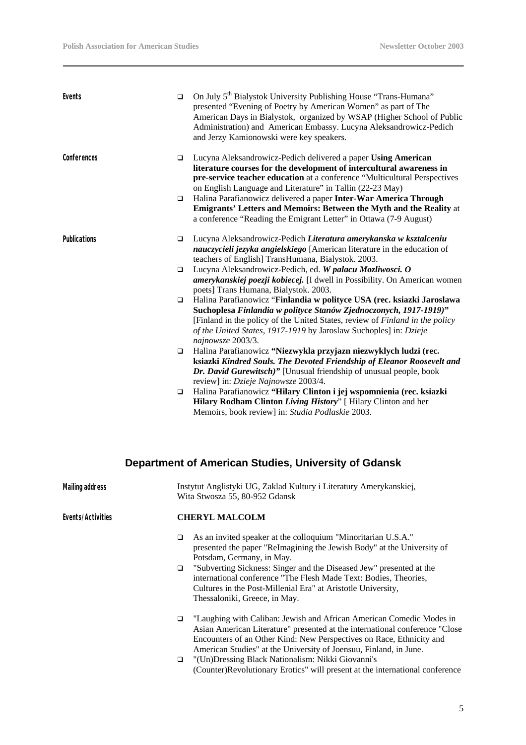**Events**

- On July 5th Bialystok University Publishing House "Trans-Humana" presented "Evening of Poetry by American Women" as part of The American Days in Bialystok, organized by WSAP (Higher School of Public Administration) and American Embassy. Lucyna Aleksandrowicz-Pedich and Jerzy Kamionowski were key speakers.

**Conferences**

- Lucyna Aleksandrowicz-Pedich delivered a paper **Using American literature courses for the development of intercultural awareness in pre-service teacher education** at a conference "Multicultural Perspectives on English Language and Literature" in Tallin (22-23 May)
- Halina Parafianowicz delivered a paper **Inter-War America Through Emigrants' Letters and Memoirs: Between the Myth and the Reality** at a conference "Reading the Emigrant Letter" in Ottawa (7-9 August)

**Publications**

- Lucyna Aleksandrowicz-Pedich ***Literatura amerykanska w ksztalceniu nauczycieli jezyka angielskiego*** [American literature in the education of teachers of English] TransHumana, Bialystok. 2003.
- Lucyna Aleksandrowicz-Pedich, ed. ***W palacu Mozliwosci. O amerykanskiej poezji kobiecej.*** [I dwell in Possibility. On American women poets] Trans Humana, Bialystok. 2003.
- Halina Parafianowicz "**Finlandia w polityce USA (rec. ksiazki Jaroslawa Suchoplesa *Finlandia w polityce Stanów Zjednoczonych, 1917-1919)*"** [Finland in the policy of the United States, review of *Finland in the policy of the United States, 1917-1919* by Jaroslaw Suchoples] in: *Dzieje najnowsze* 2003/3.
- Halina Parafianowicz **"Niezwykla przyjazn niezwyklych ludzi (rec. ksiazki *Kindred Souls. The Devoted Friendship of Eleanor Roosevelt and Dr. David Gurewitsch)"*** [Unusual friendship of unusual people, book review] in: *Dzieje Najnowsze* 2003/4.
- Halina Parafianowicz **"Hilary Clinton i jej wspomnienia (rec. ksiazki Hilary Rodham Clinton *Living History*"** [ Hilary Clinton and her Memoirs, book review] in: *Studia Podlaskie* 2003.

## Department of American Studies, University of Gdansk

**Mailing address**

Instytut Anglistyki UG, Zaklad Kultury i Literatury Amerykanskiej,
Wita Stwosza 55, 80-952 Gdansk

**Events/Activities**

**CHERYL MALCOLM**

- As an invited speaker at the colloquium "Minoritarian U.S.A." presented the paper "ReImagining the Jewish Body" at the University of Potsdam, Germany, in May.
- "Subverting Sickness: Singer and the Diseased Jew" presented at the international conference "The Flesh Made Text: Bodies, Theories, Cultures in the Post-Millenial Era" at Aristotle University, Thessaloniki, Greece, in May.
- "Laughing with Caliban: Jewish and African American Comedic Modes in Asian American Literature" presented at the international conference "Close Encounters of an Other Kind: New Perspectives on Race, Ethnicity and American Studies" at the University of Joensuu, Finland, in June.
- "(Un)Dressing Black Nationalism: Nikki Giovanni's (Counter)Revolutionary Erotics" will present at the international conference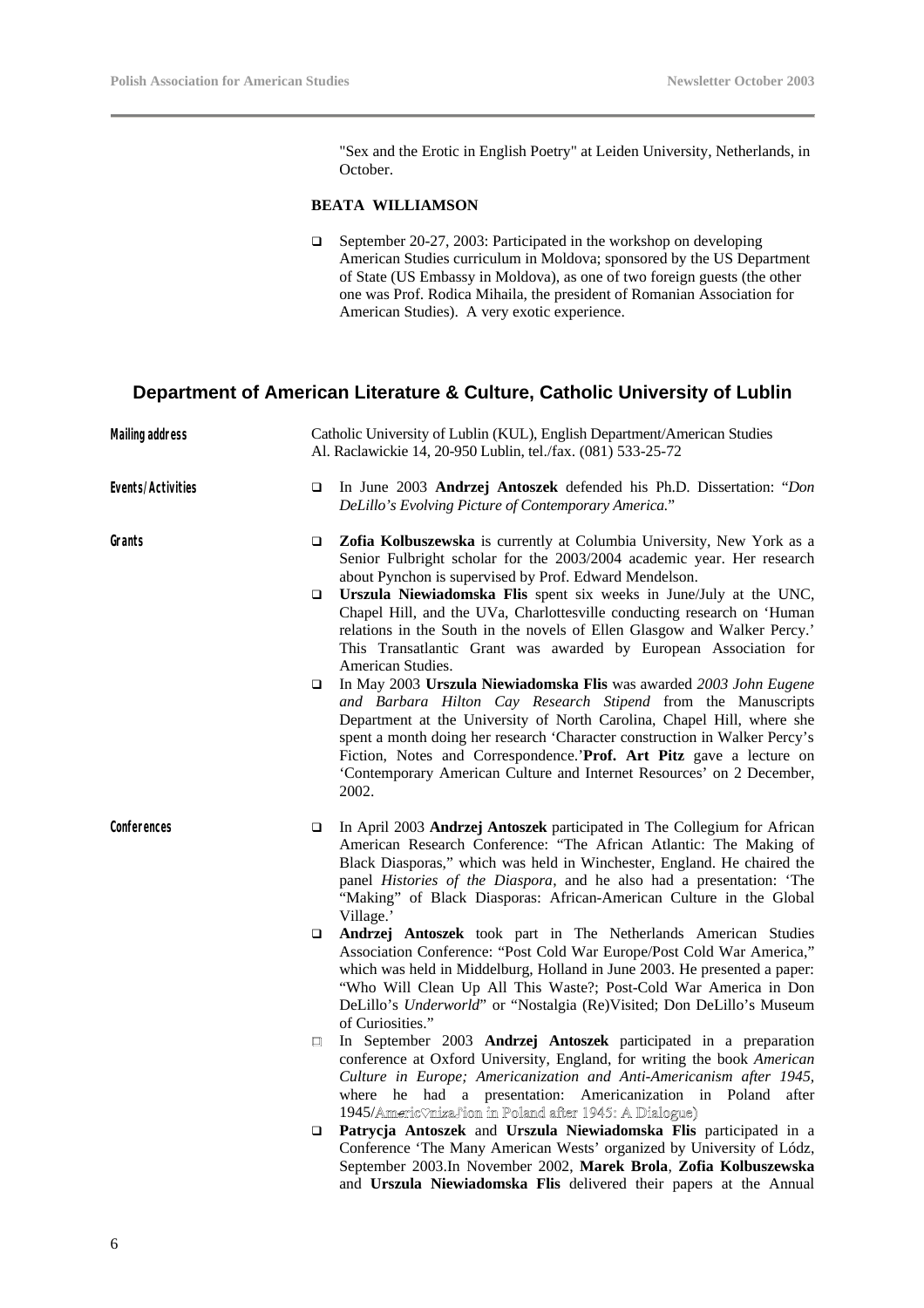"Sex and the Erotic in English Poetry" at Leiden University, Netherlands, in October.

**BEATA WILLIAMSON**

- September 20-27, 2003: Participated in the workshop on developing American Studies curriculum in Moldova; sponsored by the US Department of State (US Embassy in Moldova), as one of two foreign guests (the other one was Prof. Rodica Mihaila, the president of Romanian Association for American Studies). A very exotic experience.

## Department of American Literature & Culture, Catholic University of Lublin

**Mailing address**

Catholic University of Lublin (KUL), English Department/American Studies
Al. Raclawickie 14, 20-950 Lublin, tel./fax. (081) 533-25-72

**Events/Activities**

- In June 2003 **Andrzej Antoszek** defended his Ph.D. Dissertation: "*Don DeLillo's Evolving Picture of Contemporary America.*"

**Grants**

- **Zofia Kolbuszewska** is currently at Columbia University, New York as a Senior Fulbright scholar for the 2003/2004 academic year. Her research about Pynchon is supervised by Prof. Edward Mendelson.
- **Urszula Niewiadomska Flis** spent six weeks in June/July at the UNC, Chapel Hill, and the UVa, Charlottesville conducting research on 'Human relations in the South in the novels of Ellen Glasgow and Walker Percy.' This Transatlantic Grant was awarded by European Association for American Studies.
- In May 2003 **Urszula Niewiadomska Flis** was awarded *2003 John Eugene and Barbara Hilton Cay Research Stipend* from the Manuscripts Department at the University of North Carolina, Chapel Hill, where she spent a month doing her research 'Character construction in Walker Percy's Fiction, Notes and Correspondence.'**Prof. Art Pitz** gave a lecture on 'Contemporary American Culture and Internet Resources' on 2 December, 2002.

**Conferences**

- In April 2003 **Andrzej Antoszek** participated in The Collegium for African American Research Conference: "The African Atlantic: The Making of Black Diasporas," which was held in Winchester, England. He chaired the panel *Histories of the Diaspora*, and he also had a presentation: 'The "Making" of Black Diasporas: African-American Culture in the Global Village.'
- **Andrzej Antoszek** took part in The Netherlands American Studies Association Conference: "Post Cold War Europe/Post Cold War America," which was held in Middelburg, Holland in June 2003. He presented a paper: "Who Will Clean Up All This Waste?; Post-Cold War America in Don DeLillo's *Underworld*" or "Nostalgia (Re)Visited; Don DeLillo's Museum of Curiosities."
- In September 2003 **Andrzej Antoszek** participated in a preparation conference at Oxford University, England, for writing the book *American Culture in Europe; Americanization and Anti-Americanism after 1945,* where he had a presentation: Americanization in Poland after 1945/Americanization in Poland after 1945: A Dialogue)
- **Patrycja Antoszek** and **Urszula Niewiadomska Flis** participated in a Conference 'The Many American Wests' organized by University of Lódz, September 2003.In November 2002, **Marek Brola**, **Zofia Kolbuszewska** and **Urszula Niewiadomska Flis** delivered their papers at the Annual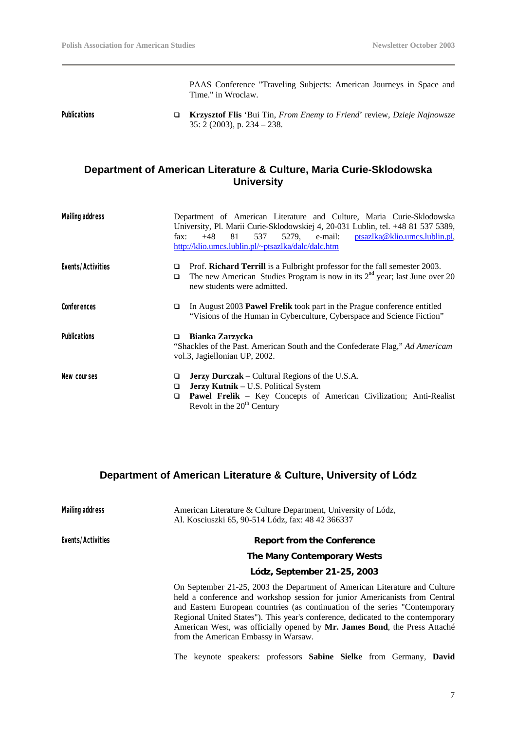PAAS Conference "Traveling Subjects: American Journeys in Space and Time." in Wroclaw.

**Publications**

- **Krzysztof Flis** 'Bui Tin, *From Enemy to Friend*' review, *Dzieje Najnowsze* 35: 2 (2003), p. 234 – 238.

## Department of American Literature & Culture, Maria Curie-Sklodowska University

**Mailing address**

Department of American Literature and Culture, Maria Curie-Sklodowska University, Pl. Marii Curie-Sklodowskiej 4, 20-031 Lublin, tel. +48 81 537 5389, fax: +48 81 537 5279, e-mail: ptsazlka@klio.umcs.lublin.pl, http://klio.umcs.lublin.pl/~ptsazlka/dalc/dalc.htm

**Events/Activities**

- Prof. **Richard Terrill** is a Fulbright professor for the fall semester 2003.
- The new American Studies Program is now in its 2nd year; last June over 20 new students were admitted.

**Conferences**

- In August 2003 **Pawel Frelik** took part in the Prague conference entitled "Visions of the Human in Cyberculture, Cyberspace and Science Fiction"

**Publications**

- **Bianka Zarzycka**

"Shackles of the Past. American South and the Confederate Flag," *Ad Americam* vol.3, Jagiellonian UP, 2002.

**New courses**

- **Jerzy Durczak** – Cultural Regions of the U.S.A.
- **Jerzy Kutnik** – U.S. Political System
- **Pawel Frelik** – Key Concepts of American Civilization; Anti-Realist Revolt in the 20th Century

## Department of American Literature & Culture, University of Lódz

**Mailing address**

American Literature & Culture Department, University of Lódz, Al. Kosciuszki 65, 90-514 Lódz, fax: 48 42 366337

**Events/Activities**

**Report from the Conference**

**The Many Contemporary Wests**

**Lódz, September 21-25, 2003**

On September 21-25, 2003 the Department of American Literature and Culture held a conference and workshop session for junior Americanists from Central and Eastern European countries (as continuation of the series "Contemporary Regional United States"). This year's conference, dedicated to the contemporary American West, was officially opened by **Mr. James Bond**, the Press Attaché from the American Embassy in Warsaw.

The keynote speakers: professors **Sabine Sielke** from Germany, **David**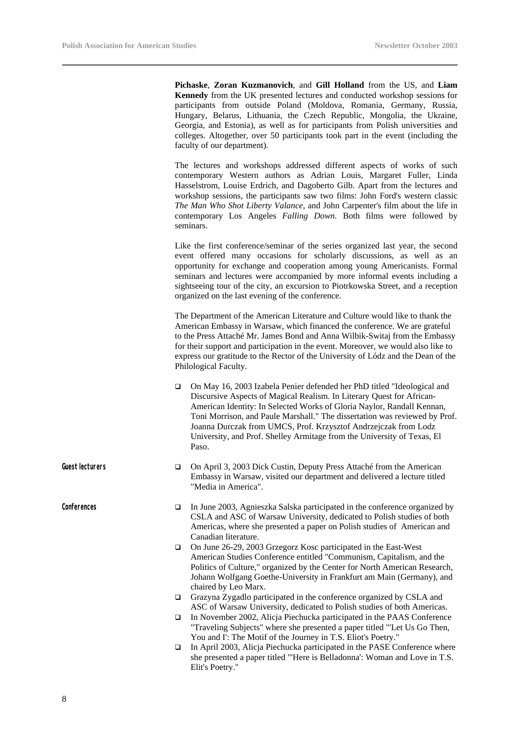**Pichaske**, **Zoran Kuzmanovich**, and **Gill Holland** from the US, and **Liam Kennedy** from the UK presented lectures and conducted workshop sessions for participants from outside Poland (Moldova, Romania, Germany, Russia, Hungary, Belarus, Lithuania, the Czech Republic, Mongolia, the Ukraine, Georgia, and Estonia), as well as for participants from Polish universities and colleges. Altogether, over 50 participants took part in the event (including the faculty of our department).

The lectures and workshops addressed different aspects of works of such contemporary Western authors as Adrian Louis, Margaret Fuller, Linda Hasselstrom, Louise Erdrich, and Dagoberto Gilb. Apart from the lectures and workshop sessions, the participants saw two films: John Ford's western classic *The Man Who Shot Liberty Valance*, and John Carpenter's film about the life in contemporary Los Angeles *Falling Down.* Both films were followed by seminars.

Like the first conference/seminar of the series organized last year, the second event offered many occasions for scholarly discussions, as well as an opportunity for exchange and cooperation among young Americanists. Formal seminars and lectures were accompanied by more informal events including a sightseeing tour of the city, an excursion to Piotrkowska Street, and a reception organized on the last evening of the conference.

The Department of the American Literature and Culture would like to thank the American Embassy in Warsaw, which financed the conference. We are grateful to the Press Attaché Mr. James Bond and Anna Wilbik-Switaj from the Embassy for their support and participation in the event. Moreover, we would also like to express our gratitude to the Rector of the University of Lódz and the Dean of the Philological Faculty.

- On May 16, 2003 Izabela Penier defended her PhD titled "Ideological and Discursive Aspects of Magical Realism. In Literary Quest for African-American Identity: In Selected Works of Gloria Naylor, Randall Kennan, Toni Morrison, and Paule Marshall." The dissertation was reviewed by Prof. Joanna Durczak from UMCS, Prof. Krzysztof Andrzejczak from Lodz University, and Prof. Shelley Armitage from the University of Texas, El Paso.

**Guest lecturers**

- On April 3, 2003 Dick Custin, Deputy Press Attaché from the American Embassy in Warsaw, visited our department and delivered a lecture titled "Media in America".

**Conferences**

- In June 2003, Agnieszka Salska participated in the conference organized by CSLA and ASC of Warsaw University, dedicated to Polish studies of both Americas, where she presented a paper on Polish studies of American and Canadian literature.
- On June 26-29, 2003 Grzegorz Kosc participated in the East-West American Studies Conference entitled "Communism, Capitalism, and the Politics of Culture," organized by the Center for North American Research, Johann Wolfgang Goethe-University in Frankfurt am Main (Germany), and chaired by Leo Marx.
- Grazyna Zygadlo participated in the conference organized by CSLA and ASC of Warsaw University, dedicated to Polish studies of both Americas.
- In November 2002, Alicja Piechucka participated in the PAAS Conference "Traveling Subjects" where she presented a paper titled "'Let Us Go Then, You and I': The Motif of the Journey in T.S. Eliot's Poetry."
- In April 2003, Alicja Piechucka participated in the PASE Conference where she presented a paper titled "'Here is Belladonna': Woman and Love in T.S. Elit's Poetry."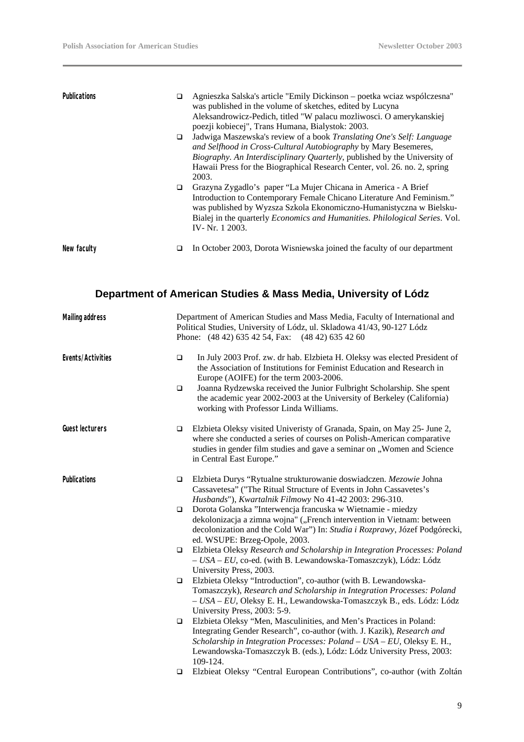**Publications**

- Agnieszka Salska's article "Emily Dickinson – poetka wciaz wspólczesna" was published in the volume of sketches, edited by Lucyna Aleksandrowicz-Pedich, titled "W palacu mozliwosci. O amerykanskiej poezji kobiecej", Trans Humana, Bialystok: 2003.
- Jadwiga Maszewska's review of a book *Translating One's Self: Language and Selfhood in Cross-Cultural Autobiography* by Mary Besemeres, *Biography. An Interdisciplinary Quarterly*, published by the University of Hawaii Press for the Biographical Research Center, vol. 26. no. 2, spring 2003.
- Grazyna Zygadlo's paper "La Mujer Chicana in America - A Brief Introduction to Contemporary Female Chicano Literature And Feminism." was published by Wyzsza Szkola Ekonomiczno-Humanistyczna w Bielsku-Bialej in the quarterly *Economics and Humanities. Philological Series*. Vol. IV- Nr. 1 2003.

**New faculty**

- In October 2003, Dorota Wisniewska joined the faculty of our department

## Department of American Studies & Mass Media, University of Lódz

**Mailing address**

Department of American Studies and Mass Media, Faculty of International and Political Studies, University of Lódz, ul. Skladowa 41/43, 90-127 Lódz
Phone: (48 42) 635 42 54, Fax: (48 42) 635 42 60

**Events/Activities**

- In July 2003 Prof. zw. dr hab. Elzbieta H. Oleksy was elected President of the Association of Institutions for Feminist Education and Research in Europe (AOIFE) for the term 2003-2006.
- Joanna Rydzewska received the Junior Fulbright Scholarship. She spent the academic year 2002-2003 at the University of Berkeley (California) working with Professor Linda Williams.

**Guest lecturers**

- Elzbieta Oleksy visited Univeristy of Granada, Spain, on May 25- June 2, where she conducted a series of courses on Polish-American comparative studies in gender film studies and gave a seminar on „Women and Science in Central East Europe."

**Publications**

- Elzbieta Durys "Rytualne strukturowanie doswiadczen. *Mezowie* Johna Cassavetesa" ("The Ritual Structure of Events in John Cassavetes's *Husbands*"), *Kwartalnik Filmowy* No 41-42 2003: 296-310.
- Dorota Golanska "Interwencja francuska w Wietnamie - miedzy dekolonizacja a zimna wojna" („French intervention in Vietnam: between decolonization and the Cold War") In: *Studia i Rozprawy*, Józef Podgórecki, ed. WSUPE: Brzeg-Opole, 2003.
- Elzbieta Oleksy *Research and Scholarship in Integration Processes: Poland – USA – EU*, co-ed. (with B. Lewandowska-Tomaszczyk), Lódz: Lódz University Press, 2003.
- Elzbieta Oleksy "Introduction", co-author (with B. Lewandowska-Tomaszczyk), *Research and Scholarship in Integration Processes: Poland – USA – EU*, Oleksy E. H., Lewandowska-Tomaszczyk B., eds. Lódz: Lódz University Press, 2003: 5-9.
- Elzbieta Oleksy "Men, Masculinities, and Men's Practices in Poland: Integrating Gender Research", co-author (with. J. Kazik), *Research and Scholarship in Integration Processes: Poland – USA – EU*, Oleksy E. H., Lewandowska-Tomaszczyk B. (eds.), Lódz: Lódz University Press, 2003: 109-124.
- Elzbieat Oleksy "Central European Contributions", co-author (with Zoltán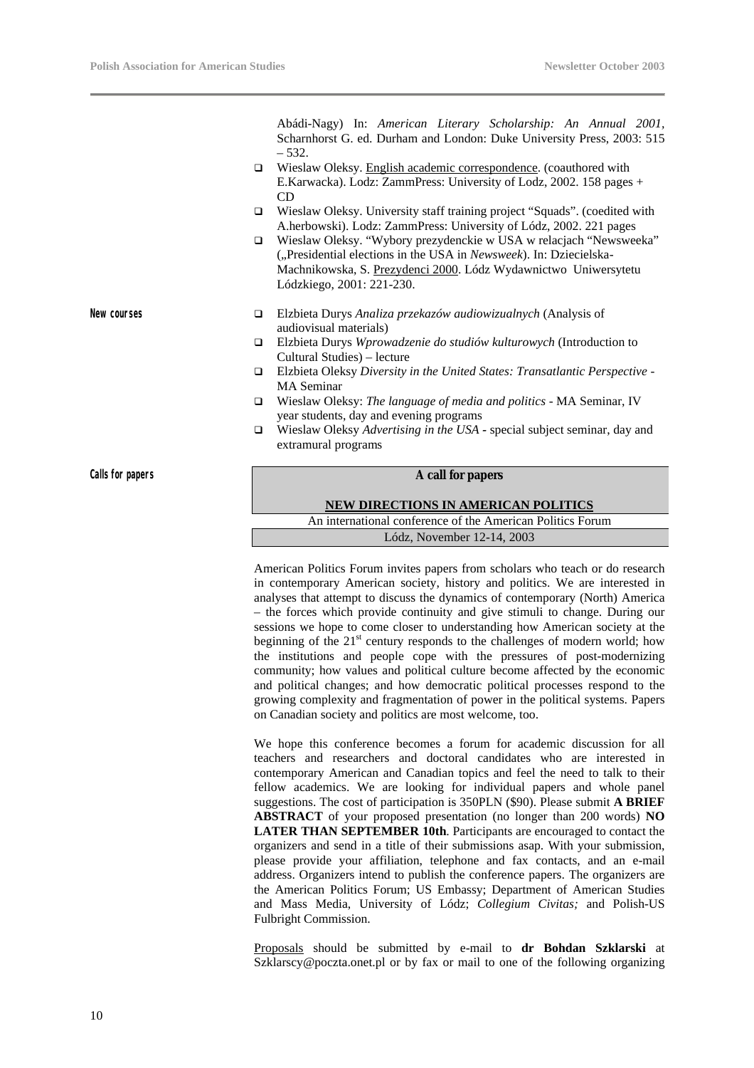Abádi-Nagy) In: *American Literary Scholarship: An Annual 2001*, Scharnhorst G. ed. Durham and London: Duke University Press, 2003: 515 – 532.

- Wieslaw Oleksy. English academic correspondence. (coauthored with E.Karwacka). Lodz: ZammPress: University of Lodz, 2002. 158 pages + CD
- Wieslaw Oleksy. University staff training project "Squads". (coedited with A.herbowski). Lodz: ZammPress: University of Lódz, 2002. 221 pages
- Wieslaw Oleksy. "Wybory prezydenckie w USA w relacjach "Newsweeka" („Presidential elections in the USA in *Newsweek*). In: Dziecielska-Machnikowska, S. Prezydenci 2000. Lódz Wydawnictwo Uniwersytetu Lódzkiego, 2001: 221-230.

**New courses**

- Elzbieta Durys *Analiza przekazów audiowizualnych* (Analysis of audiovisual materials)
- Elzbieta Durys *Wprowadzenie do studiów kulturowych* (Introduction to Cultural Studies) – lecture
- Elzbieta Oleksy *Diversity in the United States: Transatlantic Perspective* - MA Seminar
- Wieslaw Oleksy: *The language of media and politics* - MA Seminar, IV year students, day and evening programs
- Wieslaw Oleksy *Advertising in the USA* - special subject seminar, day and extramural programs

**Calls for papers**

**A call for papers**

**NEW DIRECTIONS IN AMERICAN POLITICS**

An international conference of the American Politics Forum

Lódz, November 12-14, 2003

American Politics Forum invites papers from scholars who teach or do research in contemporary American society, history and politics. We are interested in analyses that attempt to discuss the dynamics of contemporary (North) America – the forces which provide continuity and give stimuli to change. During our sessions we hope to come closer to understanding how American society at the beginning of the 21st century responds to the challenges of modern world; how the institutions and people cope with the pressures of post-modernizing community; how values and political culture become affected by the economic and political changes; and how democratic political processes respond to the growing complexity and fragmentation of power in the political systems. Papers on Canadian society and politics are most welcome, too.

We hope this conference becomes a forum for academic discussion for all teachers and researchers and doctoral candidates who are interested in contemporary American and Canadian topics and feel the need to talk to their fellow academics. We are looking for individual papers and whole panel suggestions. The cost of participation is 350PLN ($90). Please submit **A BRIEF ABSTRACT** of your proposed presentation (no longer than 200 words) **NO LATER THAN SEPTEMBER 10th**. Participants are encouraged to contact the organizers and send in a title of their submissions asap. With your submission, please provide your affiliation, telephone and fax contacts, and an e-mail address. Organizers intend to publish the conference papers. The organizers are the American Politics Forum; US Embassy; Department of American Studies and Mass Media, University of Lódz; *Collegium Civitas;* and Polish-US Fulbright Commission.

Proposals should be submitted by e-mail to **dr Bohdan Szklarski** at Szklarscy@poczta.onet.pl or by fax or mail to one of the following organizing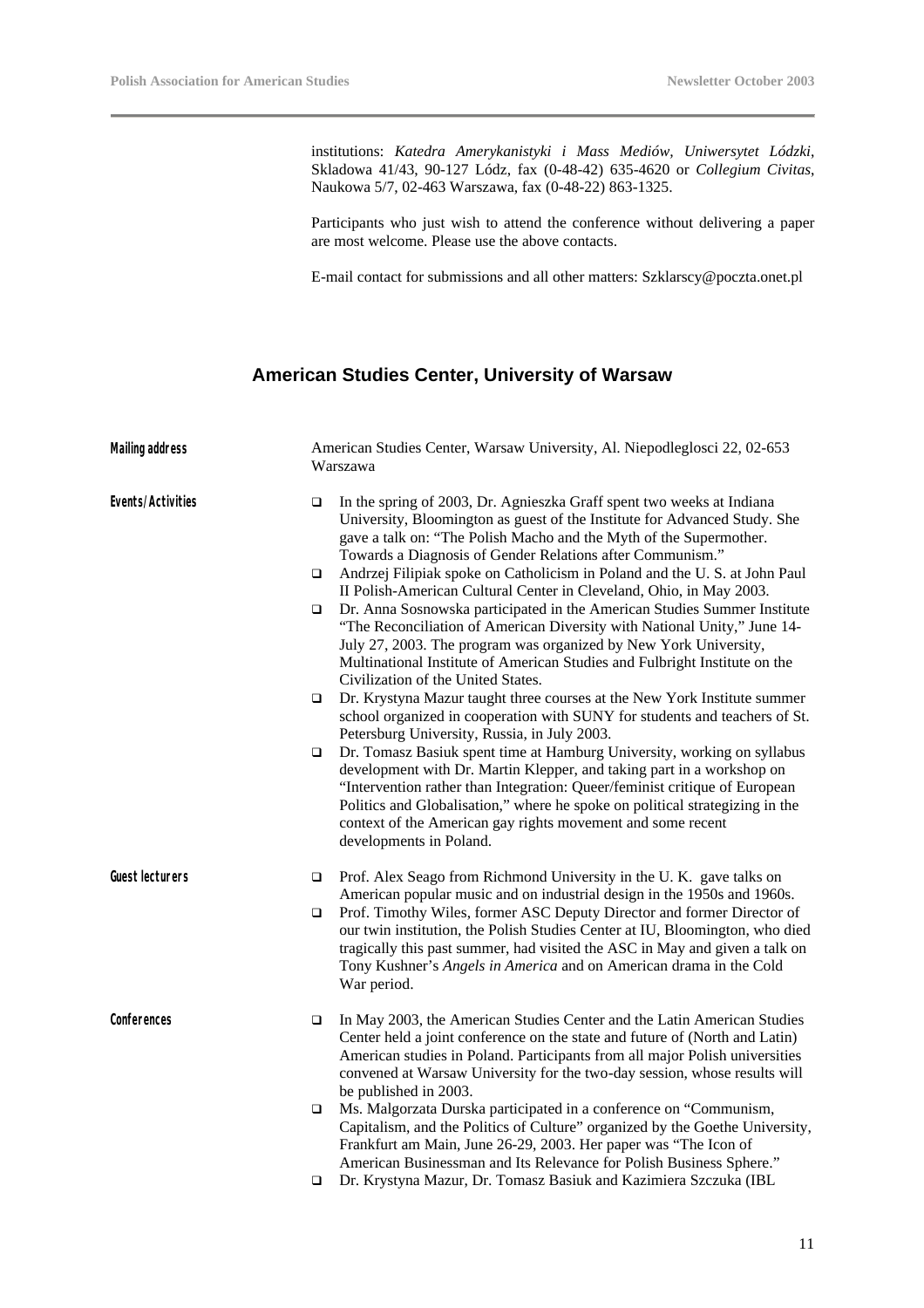institutions: *Katedra Amerykanistyki i Mass Mediów, Uniwersytet Lódzki*, Skladowa 41/43, 90-127 Lódz, fax (0-48-42) 635-4620 or *Collegium Civitas*, Naukowa 5/7, 02-463 Warszawa, fax (0-48-22) 863-1325.

Participants who just wish to attend the conference without delivering a paper are most welcome. Please use the above contacts.

E-mail contact for submissions and all other matters: Szklarscy@poczta.onet.pl

## American Studies Center, University of Warsaw

**Mailing address**

American Studies Center, Warsaw University, Al. Niepodleglosci 22, 02-653 Warszawa

**Events/Activities**

- In the spring of 2003, Dr. Agnieszka Graff spent two weeks at Indiana University, Bloomington as guest of the Institute for Advanced Study. She gave a talk on: "The Polish Macho and the Myth of the Supermother. Towards a Diagnosis of Gender Relations after Communism."
- Andrzej Filipiak spoke on Catholicism in Poland and the U. S. at John Paul II Polish-American Cultural Center in Cleveland, Ohio, in May 2003.
- Dr. Anna Sosnowska participated in the American Studies Summer Institute "The Reconciliation of American Diversity with National Unity," June 14-July 27, 2003. The program was organized by New York University, Multinational Institute of American Studies and Fulbright Institute on the Civilization of the United States.
- Dr. Krystyna Mazur taught three courses at the New York Institute summer school organized in cooperation with SUNY for students and teachers of St. Petersburg University, Russia, in July 2003.
- Dr. Tomasz Basiuk spent time at Hamburg University, working on syllabus development with Dr. Martin Klepper, and taking part in a workshop on "Intervention rather than Integration: Queer/feminist critique of European Politics and Globalisation," where he spoke on political strategizing in the context of the American gay rights movement and some recent developments in Poland.

**Guest lecturers**

- Prof. Alex Seago from Richmond University in the U. K. gave talks on American popular music and on industrial design in the 1950s and 1960s.
- Prof. Timothy Wiles, former ASC Deputy Director and former Director of our twin institution, the Polish Studies Center at IU, Bloomington, who died tragically this past summer, had visited the ASC in May and given a talk on Tony Kushner's *Angels in America* and on American drama in the Cold War period.

**Conferences**

- In May 2003, the American Studies Center and the Latin American Studies Center held a joint conference on the state and future of (North and Latin) American studies in Poland. Participants from all major Polish universities convened at Warsaw University for the two-day session, whose results will be published in 2003.
- Ms. Malgorzata Durska participated in a conference on "Communism, Capitalism, and the Politics of Culture" organized by the Goethe University, Frankfurt am Main, June 26-29, 2003. Her paper was "The Icon of American Businessman and Its Relevance for Polish Business Sphere."
- Dr. Krystyna Mazur, Dr. Tomasz Basiuk and Kazimiera Szczuka (IBL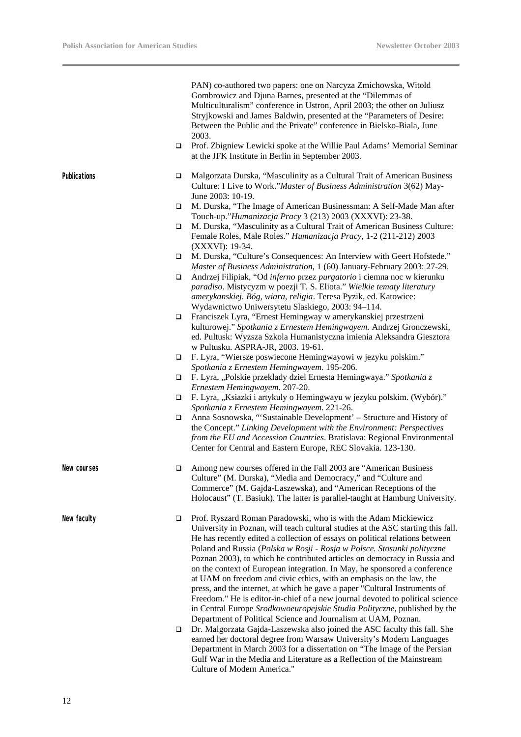PAN) co-authored two papers: one on Narcyza Zmichowska, Witold Gombrowicz and Djuna Barnes, presented at the "Dilemmas of Multiculturalism" conference in Ustron, April 2003; the other on Juliusz Stryjkowski and James Baldwin, presented at the "Parameters of Desire: Between the Public and the Private" conference in Bielsko-Biala, June 2003.

- Prof. Zbigniew Lewicki spoke at the Willie Paul Adams' Memorial Seminar at the JFK Institute in Berlin in September 2003.

**Publications**

- Malgorzata Durska, "Masculinity as a Cultural Trait of American Business Culture: I Live to Work."*Master of Business Administration* 3(62) May-June 2003: 10-19.
- M. Durska, "The Image of American Businessman: A Self-Made Man after Touch-up."*Humanizacja Pracy* 3 (213) 2003 (XXXVI): 23-38.
- M. Durska, "Masculinity as a Cultural Trait of American Business Culture: Female Roles, Male Roles." *Humanizacja Pracy*, 1-2 (211-212) 2003 (XXXVI): 19-34.
- M. Durska, "Culture's Consequences: An Interview with Geert Hofstede." *Master of Business Administration*, 1 (60) January-February 2003: 27-29.
- Andrzej Filipiak, "Od *inferno* przez *purgatorio* i ciemna noc w kierunku *paradiso*. Mistycyzm w poezji T. S. Eliota." *Wielkie tematy literatury amerykanskiej. Bóg, wiara, religia*. Teresa Pyzik, ed. Katowice: Wydawnictwo Uniwersytetu Slaskiego, 2003: 94–114.
- Franciszek Lyra, "Ernest Hemingway w amerykanskiej przestrzeni kulturowej." *Spotkania z Ernestem Hemingwayem.* Andrzej Gronczewski, ed. Pultusk: Wyzsza Szkola Humanistyczna imienia Aleksandra Giesztora w Pultusku. ASPRA-JR, 2003. 19-61.
- F. Lyra, "Wiersze poswiecone Hemingwayowi w jezyku polskim." *Spotkania z Ernestem Hemingwayem*. 195-206.
- F. Lyra, „Polskie przeklady dziel Ernesta Hemingwaya." *Spotkania z Ernestem Hemingwayem*. 207-20.
- F. Lyra, „Ksiazki i artykuly o Hemingwayu w jezyku polskim. (Wybór)." *Spotkania z Ernestem Hemingwayem*. 221-26.
- Anna Sosnowska, "'Sustainable Development' – Structure and History of the Concept." *Linking Development with the Environment: Perspectives from the EU and Accession Countries*. Bratislava: Regional Environmental Center for Central and Eastern Europe, REC Slovakia. 123-130.

**New courses**

- Among new courses offered in the Fall 2003 are "American Business Culture" (M. Durska), "Media and Democracy," and "Culture and Commerce" (M. Gajda-Laszewska), and "American Receptions of the Holocaust" (T. Basiuk). The latter is parallel-taught at Hamburg University.

**New faculty**

- Prof. Ryszard Roman Paradowski, who is with the Adam Mickiewicz University in Poznan, will teach cultural studies at the ASC starting this fall. He has recently edited a collection of essays on political relations between Poland and Russia (*Polska w Rosji - Rosja w Polsce. Stosunki polityczne* Poznan 2003), to which he contributed articles on democracy in Russia and on the context of European integration. In May, he sponsored a conference at UAM on freedom and civic ethics, with an emphasis on the law, the press, and the internet, at which he gave a paper "Cultural Instruments of Freedom." He is editor-in-chief of a new journal devoted to political science in Central Europe *Srodkowoeuropejskie Studia Polityczne*, published by the Department of Political Science and Journalism at UAM, Poznan.
- Dr. Malgorzata Gajda-Laszewska also joined the ASC faculty this fall. She earned her doctoral degree from Warsaw University's Modern Languages Department in March 2003 for a dissertation on "The Image of the Persian Gulf War in the Media and Literature as a Reflection of the Mainstream Culture of Modern America."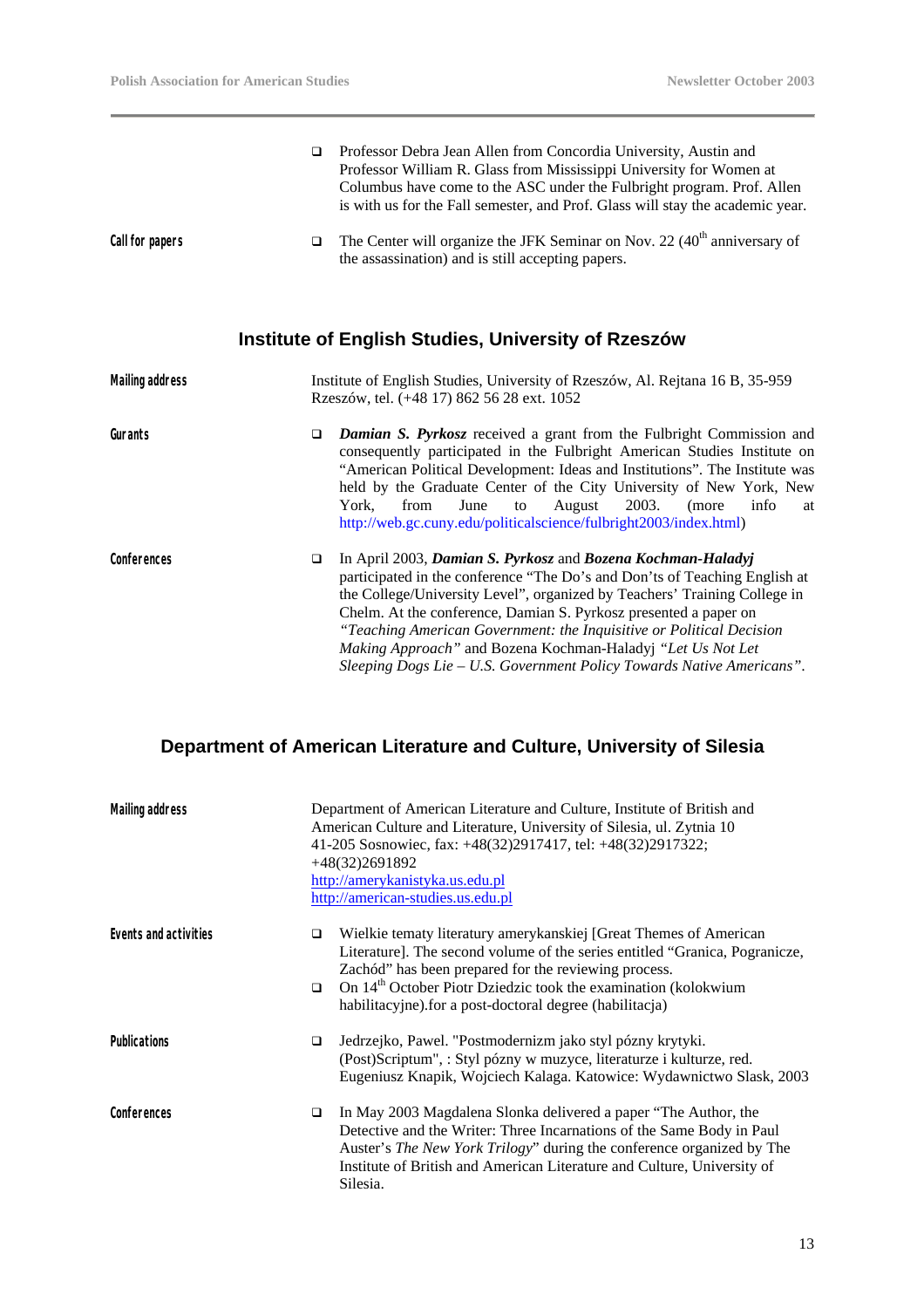- Professor Debra Jean Allen from Concordia University, Austin and Professor William R. Glass from Mississippi University for Women at Columbus have come to the ASC under the Fulbright program. Prof. Allen is with us for the Fall semester, and Prof. Glass will stay the academic year.

**Call for papers**

- The Center will organize the JFK Seminar on Nov. 22 (40th anniversary of the assassination) and is still accepting papers.

## Institute of English Studies, University of Rzeszów

**Mailing address**

Institute of English Studies, University of Rzeszów, Al. Rejtana 16 B, 35-959 Rzeszów, tel. (+48 17) 862 56 28 ext. 1052

**Gurants**

- ***Damian S. Pyrkosz*** received a grant from the Fulbright Commission and consequently participated in the Fulbright American Studies Institute on "American Political Development: Ideas and Institutions". The Institute was held by the Graduate Center of the City University of New York, New York, from June to August 2003. (more info at http://web.gc.cuny.edu/politicalscience/fulbright2003/index.html)

**Conferences**

- In April 2003, ***Damian S. Pyrkosz*** and ***Bozena Kochman-Haladyj*** participated in the conference "The Do's and Don'ts of Teaching English at the College/University Level", organized by Teachers' Training College in Chelm. At the conference, Damian S. Pyrkosz presented a paper on *"Teaching American Government: the Inquisitive or Political Decision Making Approach"* and Bozena Kochman-Haladyj *"Let Us Not Let Sleeping Dogs Lie – U.S. Government Policy Towards Native Americans"*.

## Department of American Literature and Culture, University of Silesia

**Mailing address**

Department of American Literature and Culture, Institute of British and American Culture and Literature, University of Silesia, ul. Zytnia 10 41-205 Sosnowiec, fax: +48(32)2917417, tel: +48(32)2917322; +48(32)2691892
http://amerykanistyka.us.edu.pl
http://american-studies.us.edu.pl

**Events and activities**

- Wielkie tematy literatury amerykanskiej [Great Themes of American Literature]. The second volume of the series entitled "Granica, Pogranicze, Zachód" has been prepared for the reviewing process.
- On 14th October Piotr Dziedzic took the examination (kolokwium habilitacyjne).for a post-doctoral degree (habilitacja)

**Publications**

- Jedrzejko, Pawel. "Postmodernizm jako styl pózny krytyki. (Post)Scriptum", : Styl pózny w muzyce, literaturze i kulturze, red. Eugeniusz Knapik, Wojciech Kalaga. Katowice: Wydawnictwo Slask, 2003

**Conferences**

- In May 2003 Magdalena Slonka delivered a paper "The Author, the Detective and the Writer: Three Incarnations of the Same Body in Paul Auster's *The New York Trilogy*" during the conference organized by The Institute of British and American Literature and Culture, University of Silesia.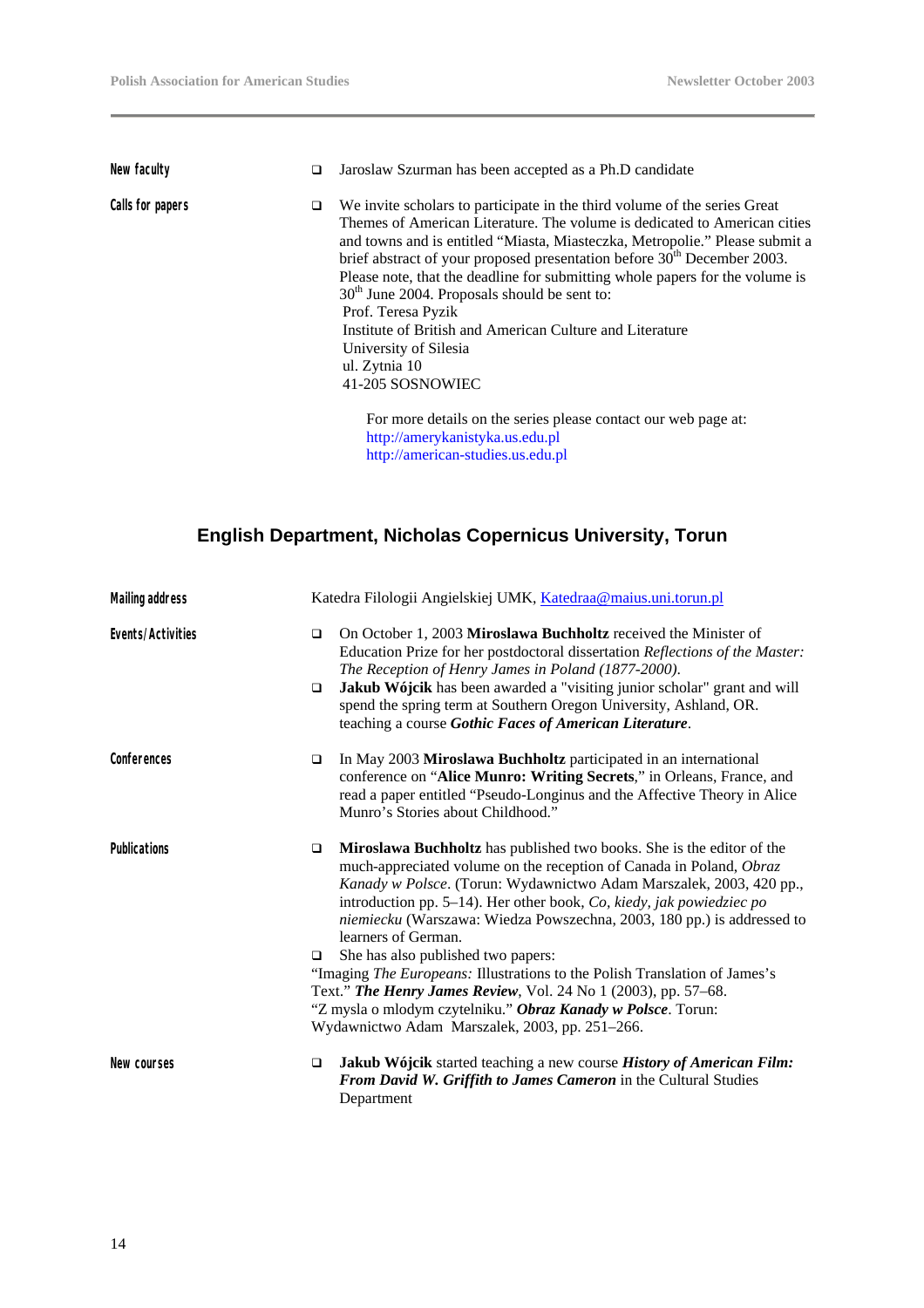**New faculty**

- Jaroslaw Szurman has been accepted as a Ph.D candidate

**Calls for papers**

- We invite scholars to participate in the third volume of the series Great Themes of American Literature. The volume is dedicated to American cities and towns and is entitled "Miasta, Miasteczka, Metropolie." Please submit a brief abstract of your proposed presentation before 30th December 2003. Please note, that the deadline for submitting whole papers for the volume is 30th June 2004. Proposals should be sent to:
  Prof. Teresa Pyzik
  Institute of British and American Culture and Literature
  University of Silesia
  ul. Zytnia 10
  41-205 SOSNOWIEC

  For more details on the series please contact our web page at:
  http://amerykanistyka.us.edu.pl
  http://american-studies.us.edu.pl

## English Department, Nicholas Copernicus University, Torun

**Mailing address**

Katedra Filologii Angielskiej UMK, Katedraa@maius.uni.torun.pl

**Events/Activities**

- On October 1, 2003 **Miroslawa Buchholtz** received the Minister of Education Prize for her postdoctoral dissertation *Reflections of the Master: The Reception of Henry James in Poland (1877-2000).*
- **Jakub Wójcik** has been awarded a "visiting junior scholar" grant and will spend the spring term at Southern Oregon University, Ashland, OR. teaching a course ***Gothic Faces of American Literature***.

**Conferences**

- In May 2003 **Miroslawa Buchholtz** participated in an international conference on "**Alice Munro: Writing Secrets**," in Orleans, France, and read a paper entitled "Pseudo-Longinus and the Affective Theory in Alice Munro's Stories about Childhood."

**Publications**

- **Miroslawa Buchholtz** has published two books. She is the editor of the much-appreciated volume on the reception of Canada in Poland, *Obraz Kanady w Polsce*. (Torun: Wydawnictwo Adam Marszalek, 2003, 420 pp., introduction pp. 5–14). Her other book, *Co, kiedy, jak powiedziec po niemiecku* (Warszawa: Wiedza Powszechna, 2003, 180 pp.) is addressed to learners of German.
- She has also published two papers:

"Imaging *The Europeans:* Illustrations to the Polish Translation of James's Text." ***The Henry James Review***, Vol. 24 No 1 (2003), pp. 57–68.
"Z mysla o mlodym czytelniku." ***Obraz Kanady w Polsce***. Torun: Wydawnictwo Adam Marszalek, 2003, pp. 251–266.

**New courses**

- **Jakub Wójcik** started teaching a new course ***History of American Film: From David W. Griffith to James Cameron*** in the Cultural Studies Department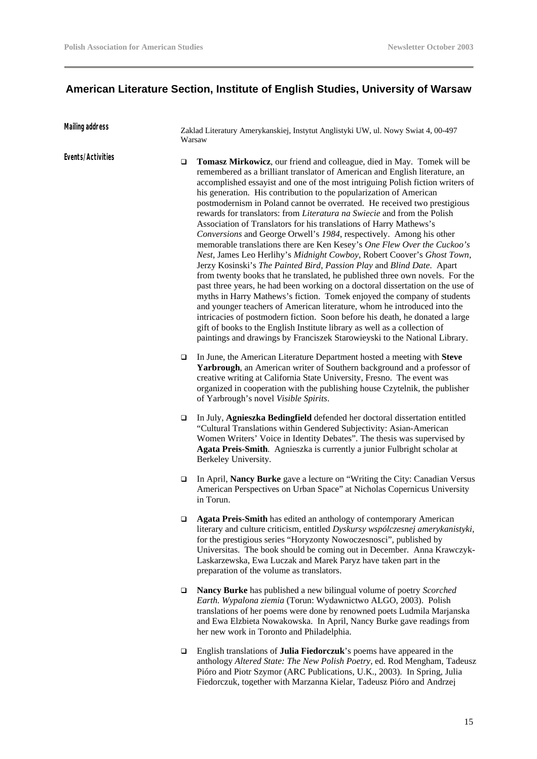## American Literature Section, Institute of English Studies, University of Warsaw

**Mailing address**

Zaklad Literatury Amerykanskiej, Instytut Anglistyki UW, ul. Nowy Swiat 4, 00-497 Warsaw

**Events/Activities**

- **Tomasz Mirkowicz**, our friend and colleague, died in May. Tomek will be remembered as a brilliant translator of American and English literature, an accomplished essayist and one of the most intriguing Polish fiction writers of his generation. His contribution to the popularization of American postmodernism in Poland cannot be overrated. He received two prestigious rewards for translators: from *Literatura na Swiecie* and from the Polish Association of Translators for his translations of Harry Mathews's *Conversions* and George Orwell's *1984*, respectively. Among his other memorable translations there are Ken Kesey's *One Flew Over the Cuckoo's Nest*, James Leo Herlihy's *Midnight Cowboy*, Robert Coover's *Ghost Town*, Jerzy Kosinski's *The Painted Bird*, *Passion Play* and *Blind Date*. Apart from twenty books that he translated, he published three own novels. For the past three years, he had been working on a doctoral dissertation on the use of myths in Harry Mathews's fiction. Tomek enjoyed the company of students and younger teachers of American literature, whom he introduced into the intricacies of postmodern fiction. Soon before his death, he donated a large gift of books to the English Institute library as well as a collection of paintings and drawings by Franciszek Starowieyski to the National Library.

- In June, the American Literature Department hosted a meeting with **Steve Yarbrough**, an American writer of Southern background and a professor of creative writing at California State University, Fresno. The event was organized in cooperation with the publishing house Czytelnik, the publisher of Yarbrough's novel *Visible Spirits*.

- In July, **Agnieszka Bedingfield** defended her doctoral dissertation entitled "Cultural Translations within Gendered Subjectivity: Asian-American Women Writers' Voice in Identity Debates". The thesis was supervised by **Agata Preis-Smith**. Agnieszka is currently a junior Fulbright scholar at Berkeley University.

- In April, **Nancy Burke** gave a lecture on "Writing the City: Canadian Versus American Perspectives on Urban Space" at Nicholas Copernicus University in Torun.

- **Agata Preis-Smith** has edited an anthology of contemporary American literary and culture criticism, entitled *Dyskursy współczesnej amerykanistyki*, for the prestigious series "Horyzonty Nowoczesnosci", published by Universitas. The book should be coming out in December. Anna Krawczyk-Laskarzewska, Ewa Luczak and Marek Paryz have taken part in the preparation of the volume as translators.

- **Nancy Burke** has published a new bilingual volume of poetry *Scorched Earth. Wypalona ziemia* (Torun: Wydawnictwo ALGO, 2003). Polish translations of her poems were done by renowned poets Ludmila Marjanska and Ewa Elzbieta Nowakowska. In April, Nancy Burke gave readings from her new work in Toronto and Philadelphia.

- English translations of **Julia Fiedorczuk**'s poems have appeared in the anthology *Altered State: The New Polish Poetry*, ed. Rod Mengham, Tadeusz Pióro and Piotr Szymor (ARC Publications, U.K., 2003). In Spring, Julia Fiedorczuk, together with Marzanna Kielar, Tadeusz Pióro and Andrzej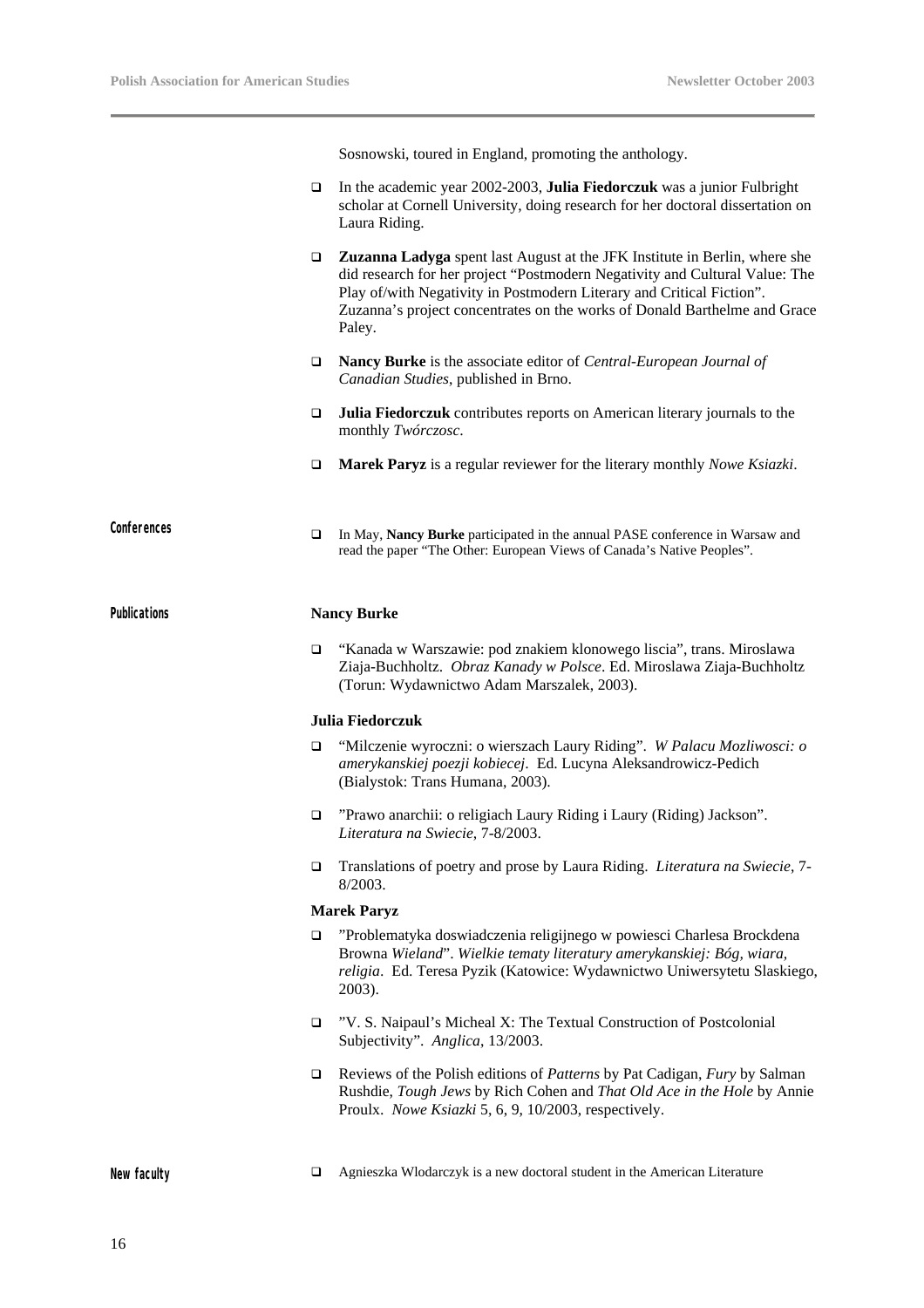Sosnowski, toured in England, promoting the anthology.

- In the academic year 2002-2003, **Julia Fiedorczuk** was a junior Fulbright scholar at Cornell University, doing research for her doctoral dissertation on Laura Riding.
- **Zuzanna Ladyga** spent last August at the JFK Institute in Berlin, where she did research for her project "Postmodern Negativity and Cultural Value: The Play of/with Negativity in Postmodern Literary and Critical Fiction". Zuzanna's project concentrates on the works of Donald Barthelme and Grace Paley.
- **Nancy Burke** is the associate editor of *Central-European Journal of Canadian Studies*, published in Brno.
- **Julia Fiedorczuk** contributes reports on American literary journals to the monthly *Twórczosc*.
- **Marek Paryz** is a regular reviewer for the literary monthly *Nowe Ksiazki*.

## Conferences

- In May, **Nancy Burke** participated in the annual PASE conference in Warsaw and read the paper "The Other: European Views of Canada's Native Peoples".

## Publications

**Nancy Burke**

- "Kanada w Warszawie: pod znakiem klonowego liscia", trans. Miroslawa Ziaja-Buchholtz. *Obraz Kanady w Polsce*. Ed. Miroslawa Ziaja-Buchholtz (Torun: Wydawnictwo Adam Marszalek, 2003).

**Julia Fiedorczuk**

- "Milczenie wyroczni: o wierszach Laury Riding". *W Palacu Mozliwosci: o amerykanskiej poezji kobiecej*. Ed. Lucyna Aleksandrowicz-Pedich (Bialystok: Trans Humana, 2003).
- "Prawo anarchii: o religiach Laury Riding i Laury (Riding) Jackson". *Literatura na Swiecie*, 7-8/2003.
- Translations of poetry and prose by Laura Riding. *Literatura na Swiecie*, 7-8/2003.

**Marek Paryz**

- "Problematyka doswiadczenia religijnego w powiesci Charlesa Brockdena Browna *Wieland*". *Wielkie tematy literatury amerykanskiej: Bóg, wiara, religia*. Ed. Teresa Pyzik (Katowice: Wydawnictwo Uniwersytetu Slaskiego, 2003).
- "V. S. Naipaul's Micheal X: The Textual Construction of Postcolonial Subjectivity". *Anglica*, 13/2003.
- Reviews of the Polish editions of *Patterns* by Pat Cadigan, *Fury* by Salman Rushdie, *Tough Jews* by Rich Cohen and *That Old Ace in the Hole* by Annie Proulx. *Nowe Ksiazki* 5, 6, 9, 10/2003, respectively.

## New faculty

- Agnieszka Wlodarczyk is a new doctoral student in the American Literature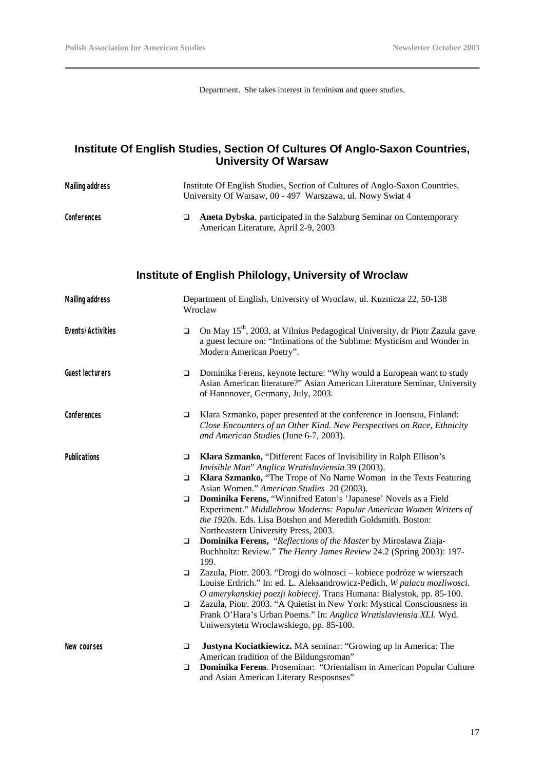Department. She takes interest in feminism and queer studies.

## Institute Of English Studies, Section Of Cultures Of Anglo-Saxon Countries, University Of Warsaw

**Mailing address**

Institute Of English Studies, Section of Cultures of Anglo-Saxon Countries, University Of Warsaw, 00 - 497 Warszawa, ul. Nowy Swiat 4

**Conferences**

- **Aneta Dybska**, participated in the Salzburg Seminar on Contemporary American Literature, April 2-9, 2003

## Institute of English Philology, University of Wroclaw

**Mailing address**

Department of English, University of Wroclaw, ul. Kuznicza 22, 50-138 Wroclaw

**Events/Activities**

- On May 15th, 2003, at Vilnius Pedagogical University, dr Piotr Zazula gave a guest lecture on: "Intimations of the Sublime: Mysticism and Wonder in Modern American Poetry".

**Guest lecturers**

- Dominika Ferens, keynote lecture: "Why would a European want to study Asian American literature?" Asian American Literature Seminar, University of Hannnover, Germany, July, 2003.

**Conferences**

- Klara Szmanko, paper presented at the conference in Joensuu, Finland: *Close Encounters of an Other Kind. New Perspectives on Race, Ethnicity and American Studies* (June 6-7, 2003).

**Publications**

- **Klara Szmanko,** "Different Faces of Invisibility in Ralph Ellison's *Invisible Man*" *Anglica Wratislaviensia* 39 (2003).
- **Klara Szmanko,** "The Trope of No Name Woman in the Texts Featuring Asian Women." *American Studies* 20 (2003).
- **Dominika Ferens,** "Winnifred Eaton's 'Japanese' Novels as a Field Experiment." *Middlebrow Moderns: Popular American Women Writers of the 1920s.* Eds. Lisa Botshon and Meredith Goldsmith. Boston: Northeastern University Press, 2003.
- **Dominika Ferens,** "*Reflections of the Master* by Miroslawa Ziaja-Buchholtz: Review." *The Henry James Review* 24.2 (Spring 2003): 197-199.
- Zazula, Piotr. 2003. "Drogi do wolnosci – kobiece podróze w wierszach Louise Erdrich." In: ed. L. Aleksandrowicz-Pedich, *W palacu mozliwosci. O amerykanskiej poezji kobiecej.* Trans Humana: Bialystok, pp. 85-100.
- Zazula, Piotr. 2003. "A Quietist in New York: Mystical Consciousness in Frank O'Hara's Urban Poems." In: *Anglica Wratislaviensia XLI.* Wyd. Uniwersytetu Wroclawskiego, pp. 85-100.

**New courses**

- **Justyna Kociatkiewicz.** MA seminar: "Growing up in America: The American tradition of the Bildungsroman"
- **Dominika Ferens**. Proseminar: "Orientalism in American Popular Culture and Asian American Literary Resposnses"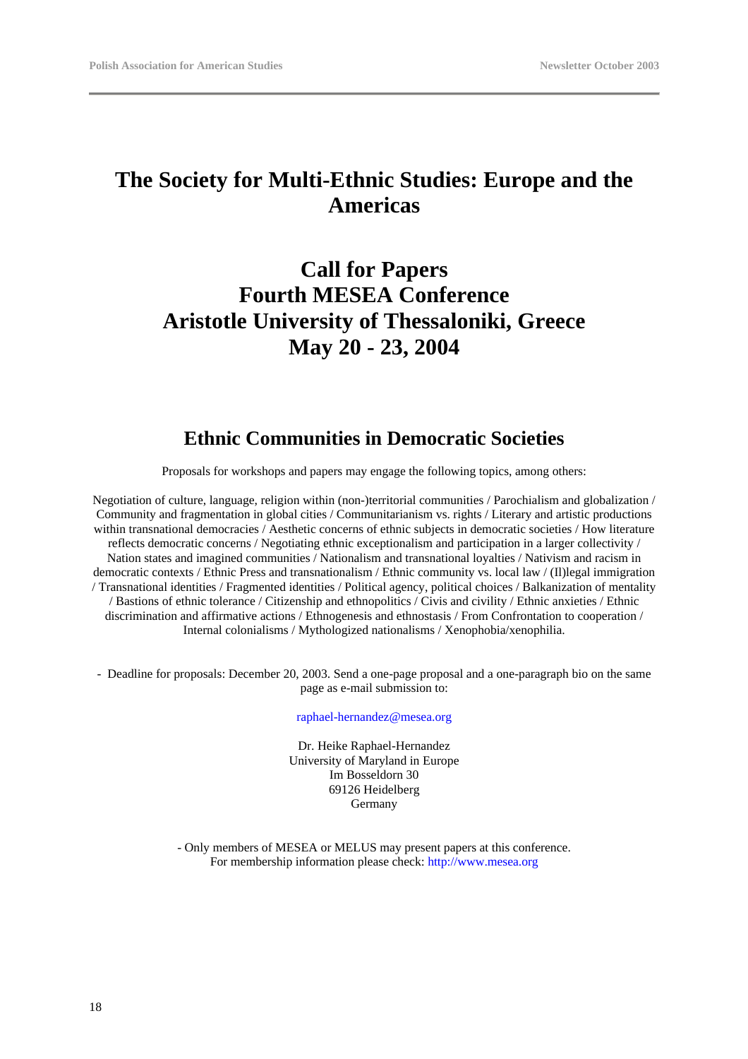# The Society for Multi-Ethnic Studies: Europe and the Americas

## Call for Papers
## Fourth MESEA Conference
## Aristotle University of Thessaloniki, Greece
## May 20 - 23, 2004

### Ethnic Communities in Democratic Societies

Proposals for workshops and papers may engage the following topics, among others:

Negotiation of culture, language, religion within (non-)territorial communities / Parochialism and globalization / Community and fragmentation in global cities / Communitarianism vs. rights / Literary and artistic productions within transnational democracies / Aesthetic concerns of ethnic subjects in democratic societies / How literature reflects democratic concerns / Negotiating ethnic exceptionalism and participation in a larger collectivity / Nation states and imagined communities / Nationalism and transnational loyalties / Nativism and racism in democratic contexts / Ethnic Press and transnationalism / Ethnic community vs. local law / (Il)legal immigration / Transnational identities / Fragmented identities / Political agency, political choices / Balkanization of mentality / Bastions of ethnic tolerance / Citizenship and ethnopolitics / Civis and civility / Ethnic anxieties / Ethnic discrimination and affirmative actions / Ethnogenesis and ethnostasis / From Confrontation to cooperation / Internal colonialisms / Mythologized nationalisms / Xenophobia/xenophilia.

- Deadline for proposals: December 20, 2003. Send a one-page proposal and a one-paragraph bio on the same page as e-mail submission to:

raphael-hernandez@mesea.org

Dr. Heike Raphael-Hernandez
University of Maryland in Europe
Im Bosseldorn 30
69126 Heidelberg
Germany

- Only members of MESEA or MELUS may present papers at this conference.
For membership information please check: http://www.mesea.org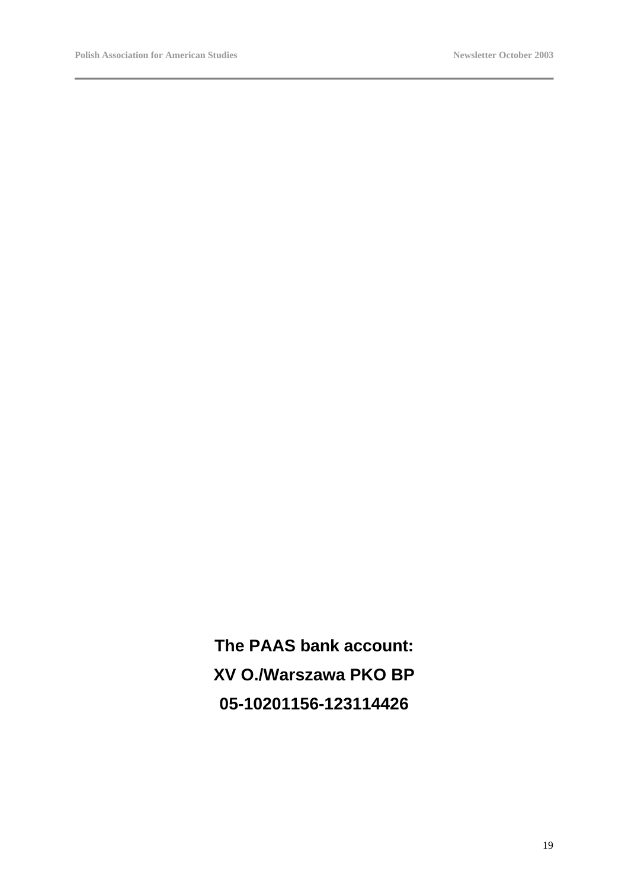**The PAAS bank account:**

**XV O./Warszawa PKO BP**

**05-10201156-123114426**